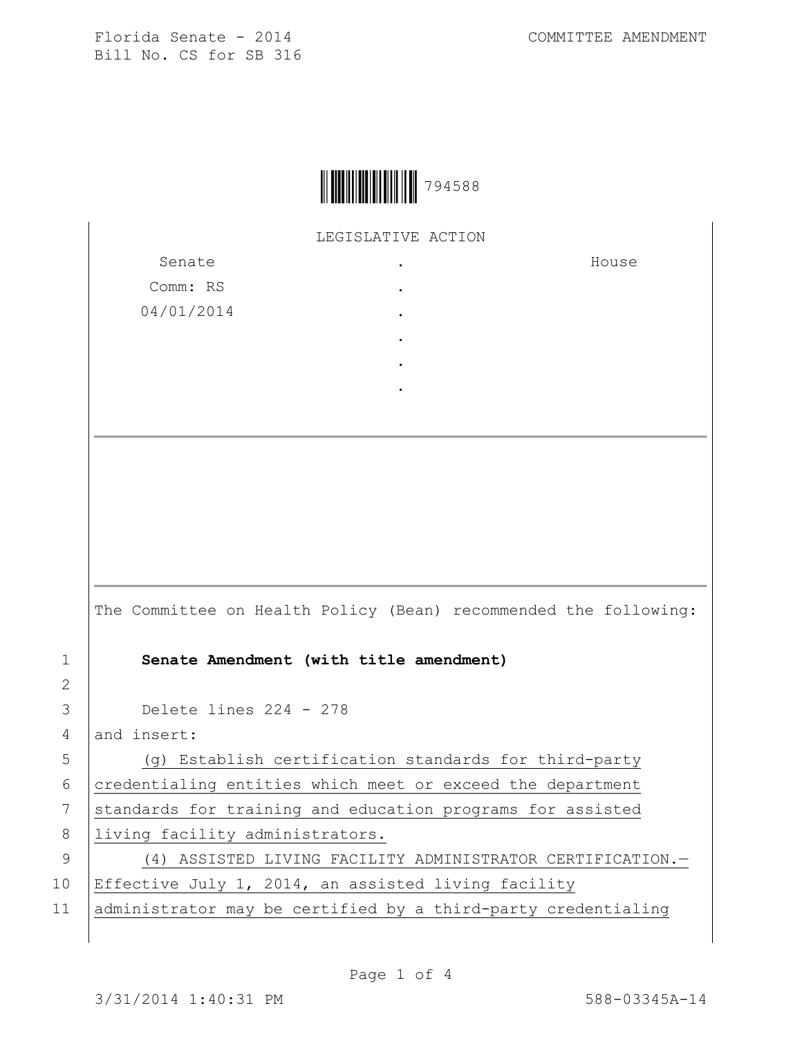Florida Senate - 2014
Bill No. CS for SB 316

COMMITTEE AMENDMENT

794588

LEGISLATIVE ACTION

| Senate | . | House |
|---|---|---|
| Comm: RS | . | |
| 04/01/2014 | . | |
| | . | |
| | . | |
| | . | |

The Committee on Health Policy (Bean) recommended the following:

1 **Senate Amendment (with title amendment)**

2

3 Delete lines 224 - 278

4 and insert:

5 (g) Establish certification standards for third-party

6 credentialing entities which meet or exceed the department

7 standards for training and education programs for assisted

8 living facility administrators.

9 (4) ASSISTED LIVING FACILITY ADMINISTRATOR CERTIFICATION.—

10 Effective July 1, 2014, an assisted living facility

11 administrator may be certified by a third-party credentialing

3/31/2014 1:40:31 PM 588-03345A-14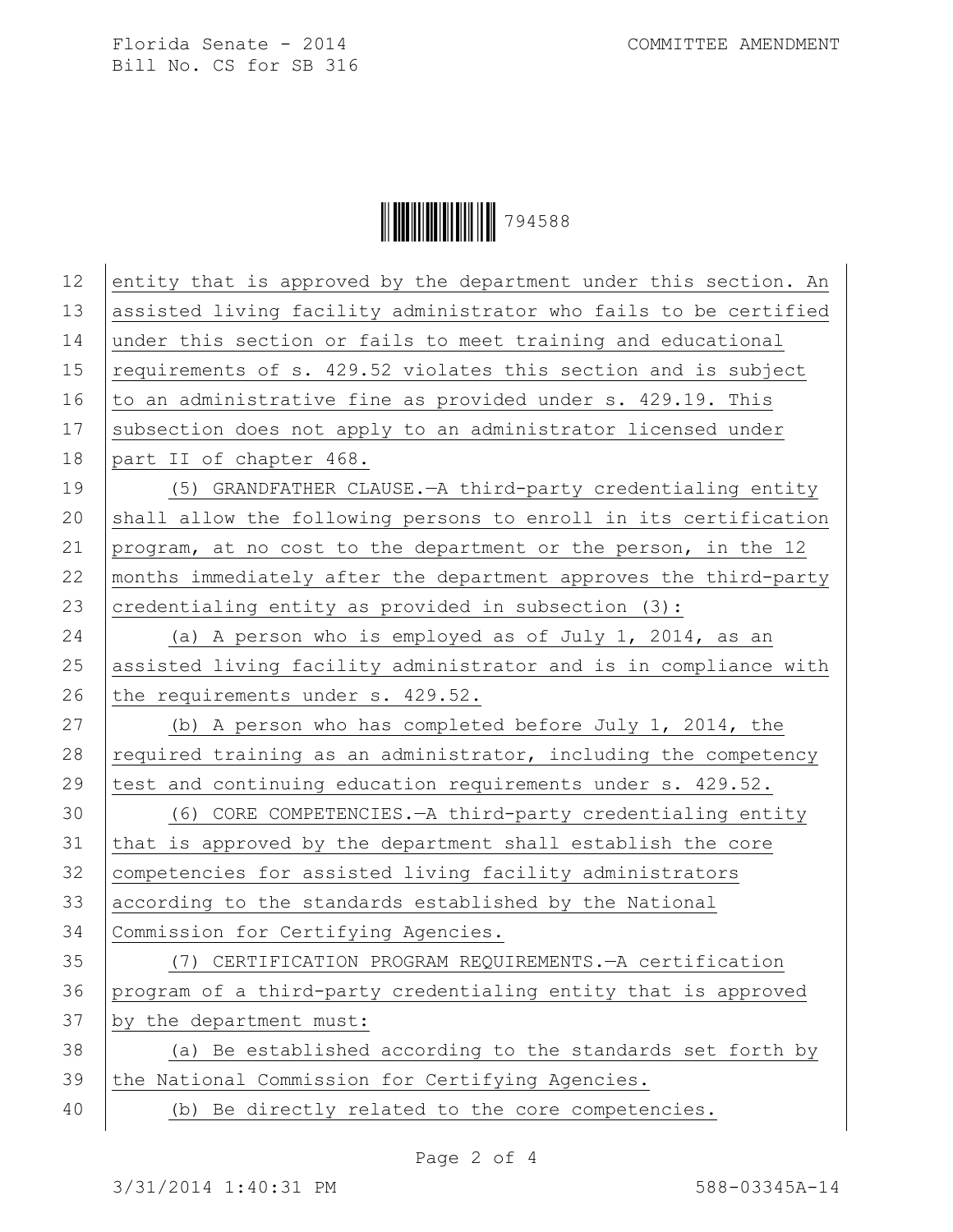entity that is approved by the department under this section. An assisted living facility administrator who fails to be certified under this section or fails to meet training and educational requirements of s. 429.52 violates this section and is subject to an administrative fine as provided under s. 429.19. This subsection does not apply to an administrator licensed under part II of chapter 468.

(5) GRANDFATHER CLAUSE.—A third-party credentialing entity shall allow the following persons to enroll in its certification program, at no cost to the department or the person, in the 12 months immediately after the department approves the third-party credentialing entity as provided in subsection (3):

(a) A person who is employed as of July 1, 2014, as an assisted living facility administrator and is in compliance with the requirements under s. 429.52.

(b) A person who has completed before July 1, 2014, the required training as an administrator, including the competency test and continuing education requirements under s. 429.52.

(6) CORE COMPETENCIES.—A third-party credentialing entity that is approved by the department shall establish the core competencies for assisted living facility administrators according to the standards established by the National Commission for Certifying Agencies.

(7) CERTIFICATION PROGRAM REQUIREMENTS.—A certification program of a third-party credentialing entity that is approved by the department must:

(a) Be established according to the standards set forth by the National Commission for Certifying Agencies.

(b) Be directly related to the core competencies.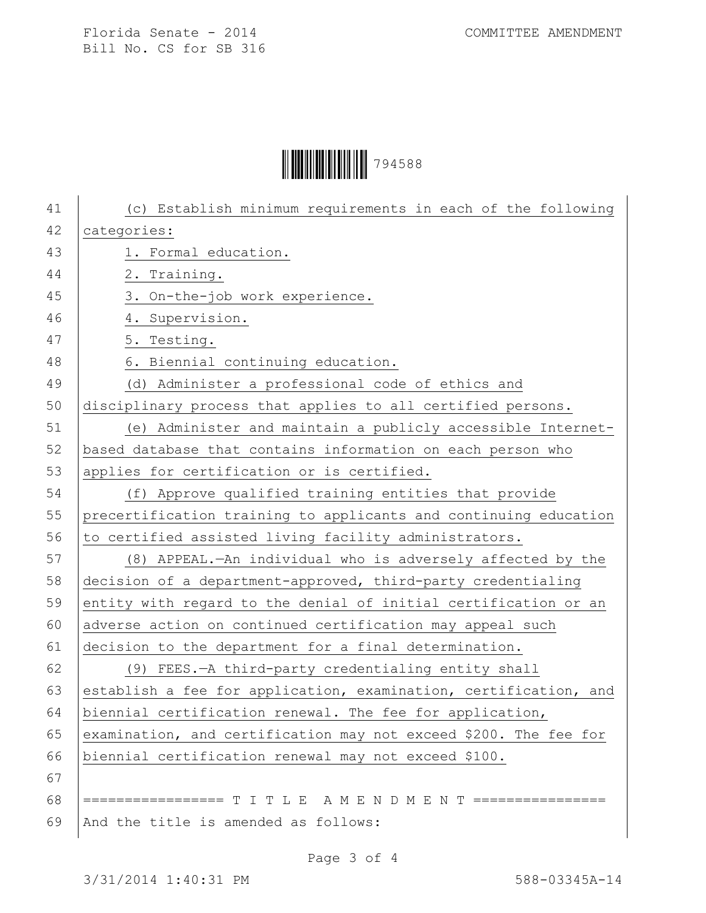(c) Establish minimum requirements in each of the following categories:

1. Formal education.

2. Training.

3. On-the-job work experience.

4. Supervision.

5. Testing.

6. Biennial continuing education.

(d) Administer a professional code of ethics and disciplinary process that applies to all certified persons.

(e) Administer and maintain a publicly accessible Internet-based database that contains information on each person who applies for certification or is certified.

(f) Approve qualified training entities that provide precertification training to applicants and continuing education to certified assisted living facility administrators.

(8) APPEAL.—An individual who is adversely affected by the decision of a department-approved, third-party credentialing entity with regard to the denial of initial certification or an adverse action on continued certification may appeal such decision to the department for a final determination.

(9) FEES.—A third-party credentialing entity shall establish a fee for application, examination, certification, and biennial certification renewal. The fee for application, examination, and certification may not exceed $200. The fee for biennial certification renewal may not exceed $100.

================= T I T L E A M E N D M E N T ================

And the title is amended as follows: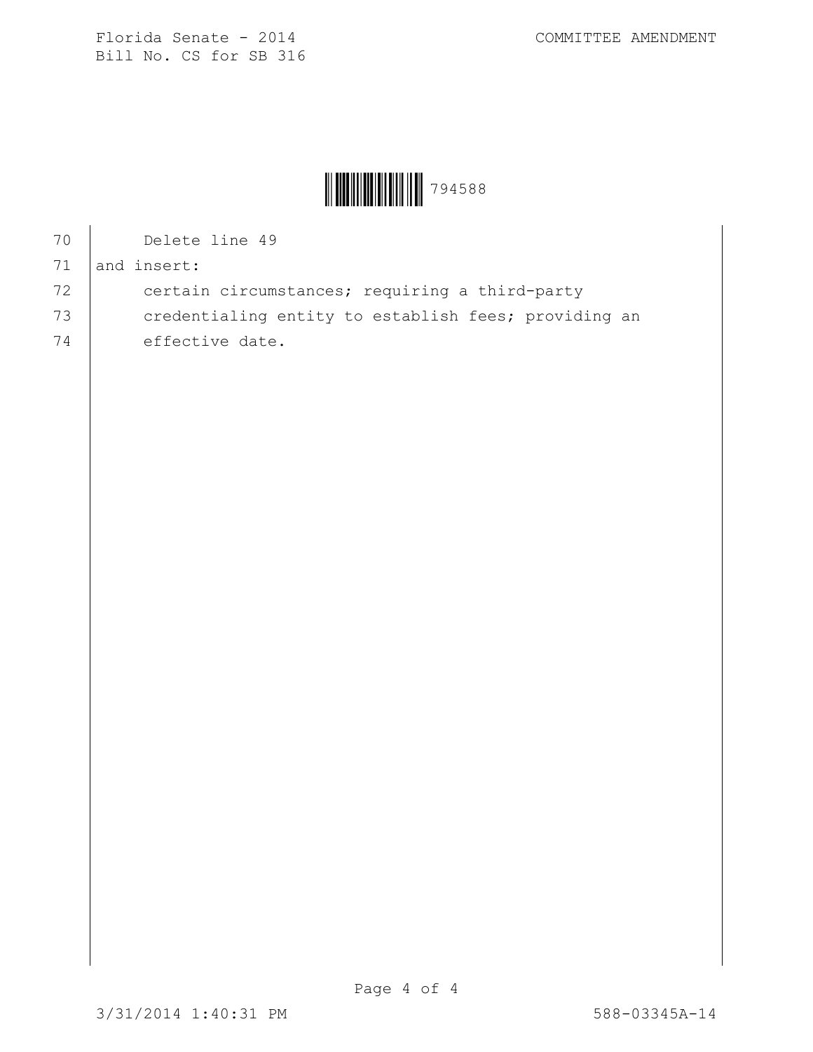794588

70 Delete line 49

71 and insert:

72 certain circumstances; requiring a third-party

73 credentialing entity to establish fees; providing an

74 effective date.